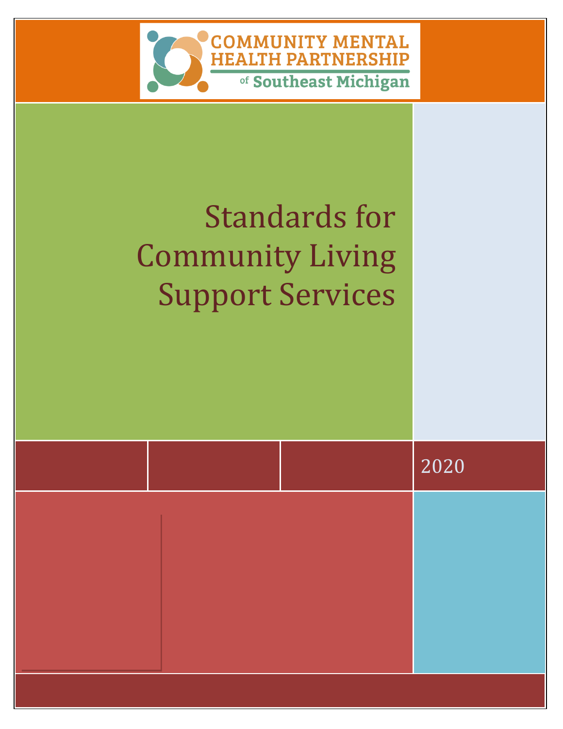COMMUNITY MENTAL HEALTH PARTNERSHIP of Southeast Michigan

# Standards for Community Living Support Services

2020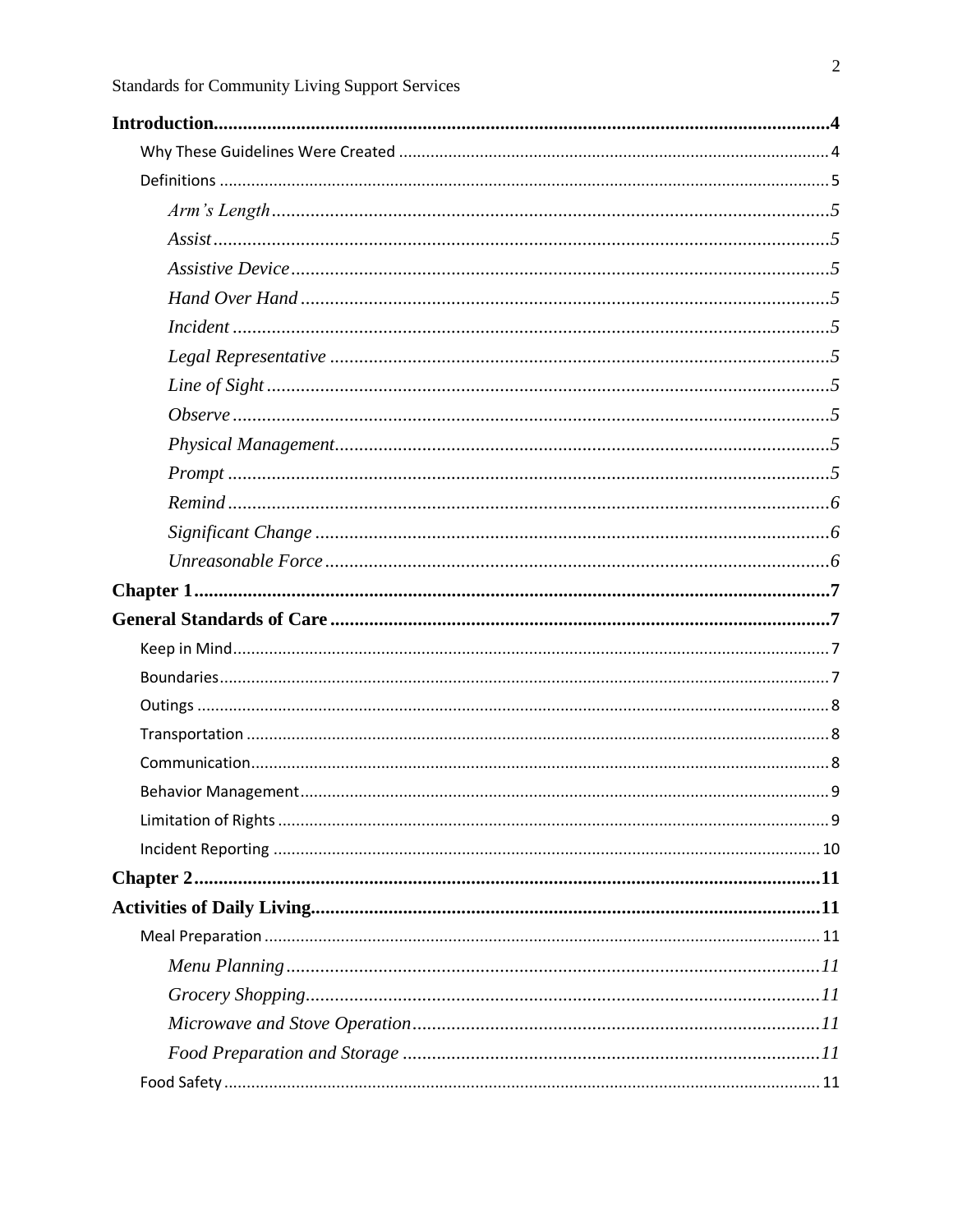**Introduction....................................................................................................................4**

Why These Guidelines Were Created ............................................................................................. 4

Definitions ........................................................................................................................................ 5

*Arm's Length*....................................................................................................................5

*Assist*...............................................................................................................................5

*Assistive Device*...............................................................................................................5

*Hand Over Hand*..............................................................................................................5

*Incident*...........................................................................................................................5

*Legal Representative*......................................................................................................5

*Line of Sight*....................................................................................................................5

*Observe*...........................................................................................................................5

*Physical Management*......................................................................................................5

*Prompt*............................................................................................................................5

*Remind*............................................................................................................................6

*Significant Change*..........................................................................................................6

*Unreasonable Force*........................................................................................................6

**Chapter 1....................................................................................................................7**

**General Standards of Care.......................................................................................7**

Keep in Mind.................................................................................................................................. 7

Boundaries...................................................................................................................................... 7

Outings ........................................................................................................................................... 8

Transportation ............................................................................................................................... 8

Communication.............................................................................................................................. 8

Behavior Management................................................................................................................... 9

Limitation of Rights ........................................................................................................................ 9

Incident Reporting ....................................................................................................................... 10

**Chapter 2..................................................................................................................11**

**Activities of Daily Living.........................................................................................11**

Meal Preparation ......................................................................................................................... 11

*Menu Planning*..............................................................................................................11

*Grocery Shopping*..........................................................................................................11

*Microwave and Stove Operation*...................................................................................11

*Food Preparation and Storage*......................................................................................11

Food Safety .................................................................................................................................. 11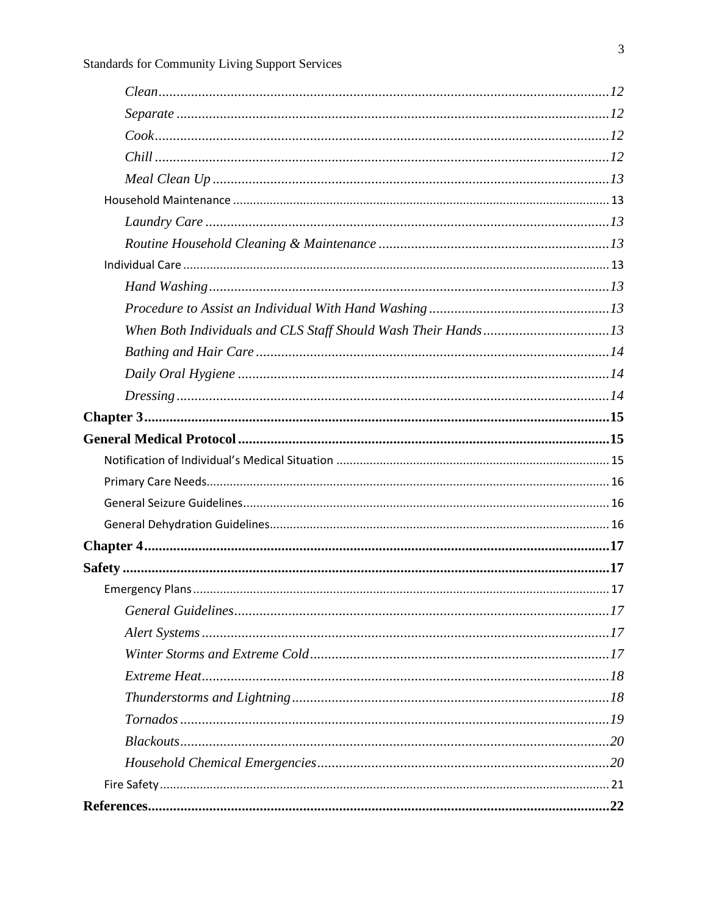*Clean* ............ 12
*Separate* ............ 12
*Cook* ............ 12
*Chill* ............ 12
*Meal Clean Up* ............ 13

Household Maintenance ............ 13

*Laundry Care* ............ 13
*Routine Household Cleaning & Maintenance* ............ 13

Individual Care ............ 13

*Hand Washing* ............ 13
*Procedure to Assist an Individual With Hand Washing* ............ 13
*When Both Individuals and CLS Staff Should Wash Their Hands* ............ 13
*Bathing and Hair Care* ............ 14
*Daily Oral Hygiene* ............ 14
*Dressing* ............ 14

**Chapter 3** ............ **15**

**General Medical Protocol** ............ **15**

Notification of Individual's Medical Situation ............ 15
Primary Care Needs ............ 16
General Seizure Guidelines ............ 16
General Dehydration Guidelines ............ 16

**Chapter 4** ............ **17**

**Safety** ............ **17**

Emergency Plans ............ 17

*General Guidelines* ............ 17
*Alert Systems* ............ 17
*Winter Storms and Extreme Cold* ............ 17
*Extreme Heat* ............ 18
*Thunderstorms and Lightning* ............ 18
*Tornados* ............ 19
*Blackouts* ............ 20
*Household Chemical Emergencies* ............ 20

Fire Safety ............ 21

**References** ............ **22**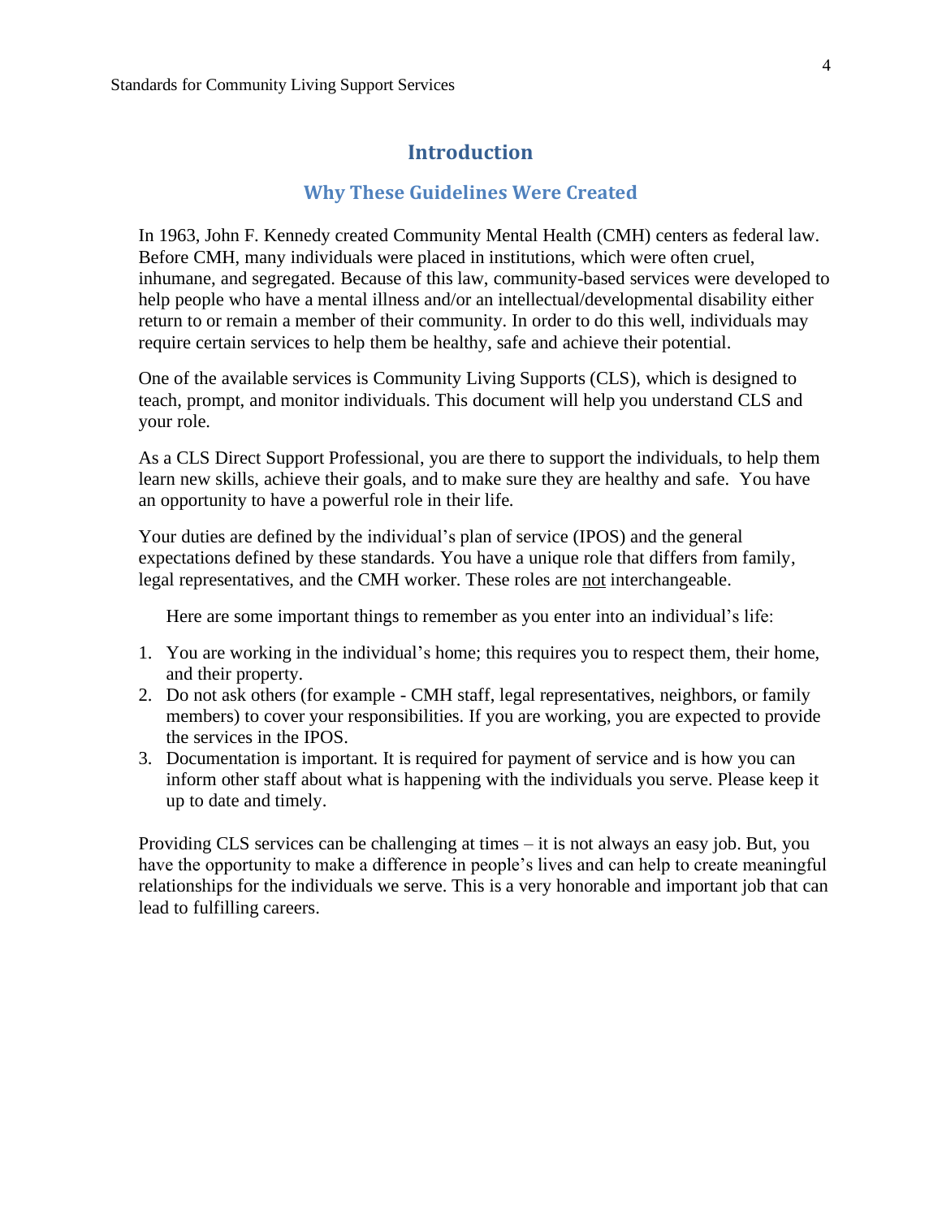# Introduction

## Why These Guidelines Were Created

In 1963, John F. Kennedy created Community Mental Health (CMH) centers as federal law. Before CMH, many individuals were placed in institutions, which were often cruel, inhumane, and segregated. Because of this law, community-based services were developed to help people who have a mental illness and/or an intellectual/developmental disability either return to or remain a member of their community. In order to do this well, individuals may require certain services to help them be healthy, safe and achieve their potential.

One of the available services is Community Living Supports (CLS), which is designed to teach, prompt, and monitor individuals. This document will help you understand CLS and your role.

As a CLS Direct Support Professional, you are there to support the individuals, to help them learn new skills, achieve their goals, and to make sure they are healthy and safe. You have an opportunity to have a powerful role in their life.

Your duties are defined by the individual's plan of service (IPOS) and the general expectations defined by these standards. You have a unique role that differs from family, legal representatives, and the CMH worker. These roles are <u>not</u> interchangeable.

Here are some important things to remember as you enter into an individual's life:

1. You are working in the individual's home; this requires you to respect them, their home, and their property.
2. Do not ask others (for example - CMH staff, legal representatives, neighbors, or family members) to cover your responsibilities. If you are working, you are expected to provide the services in the IPOS.
3. Documentation is important. It is required for payment of service and is how you can inform other staff about what is happening with the individuals you serve. Please keep it up to date and timely.

Providing CLS services can be challenging at times – it is not always an easy job. But, you have the opportunity to make a difference in people's lives and can help to create meaningful relationships for the individuals we serve. This is a very honorable and important job that can lead to fulfilling careers.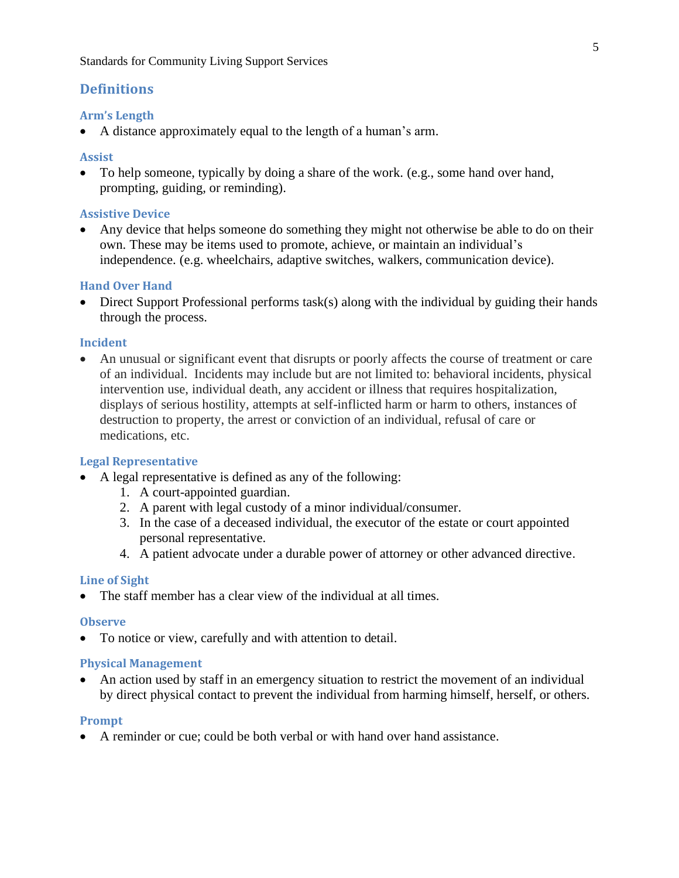## Definitions

### Arm's Length

- A distance approximately equal to the length of a human's arm.

### Assist

- To help someone, typically by doing a share of the work. (e.g., some hand over hand, prompting, guiding, or reminding).

### Assistive Device

- Any device that helps someone do something they might not otherwise be able to do on their own. These may be items used to promote, achieve, or maintain an individual's independence. (e.g. wheelchairs, adaptive switches, walkers, communication device).

### Hand Over Hand

- Direct Support Professional performs task(s) along with the individual by guiding their hands through the process.

### Incident

- An unusual or significant event that disrupts or poorly affects the course of treatment or care of an individual. Incidents may include but are not limited to: behavioral incidents, physical intervention use, individual death, any accident or illness that requires hospitalization, displays of serious hostility, attempts at self-inflicted harm or harm to others, instances of destruction to property, the arrest or conviction of an individual, refusal of care or medications, etc.

### Legal Representative

- A legal representative is defined as any of the following:
  1. A court-appointed guardian.
  2. A parent with legal custody of a minor individual/consumer.
  3. In the case of a deceased individual, the executor of the estate or court appointed personal representative.
  4. A patient advocate under a durable power of attorney or other advanced directive.

### Line of Sight

- The staff member has a clear view of the individual at all times.

### Observe

- To notice or view, carefully and with attention to detail.

### Physical Management

- An action used by staff in an emergency situation to restrict the movement of an individual by direct physical contact to prevent the individual from harming himself, herself, or others.

### Prompt

- A reminder or cue; could be both verbal or with hand over hand assistance.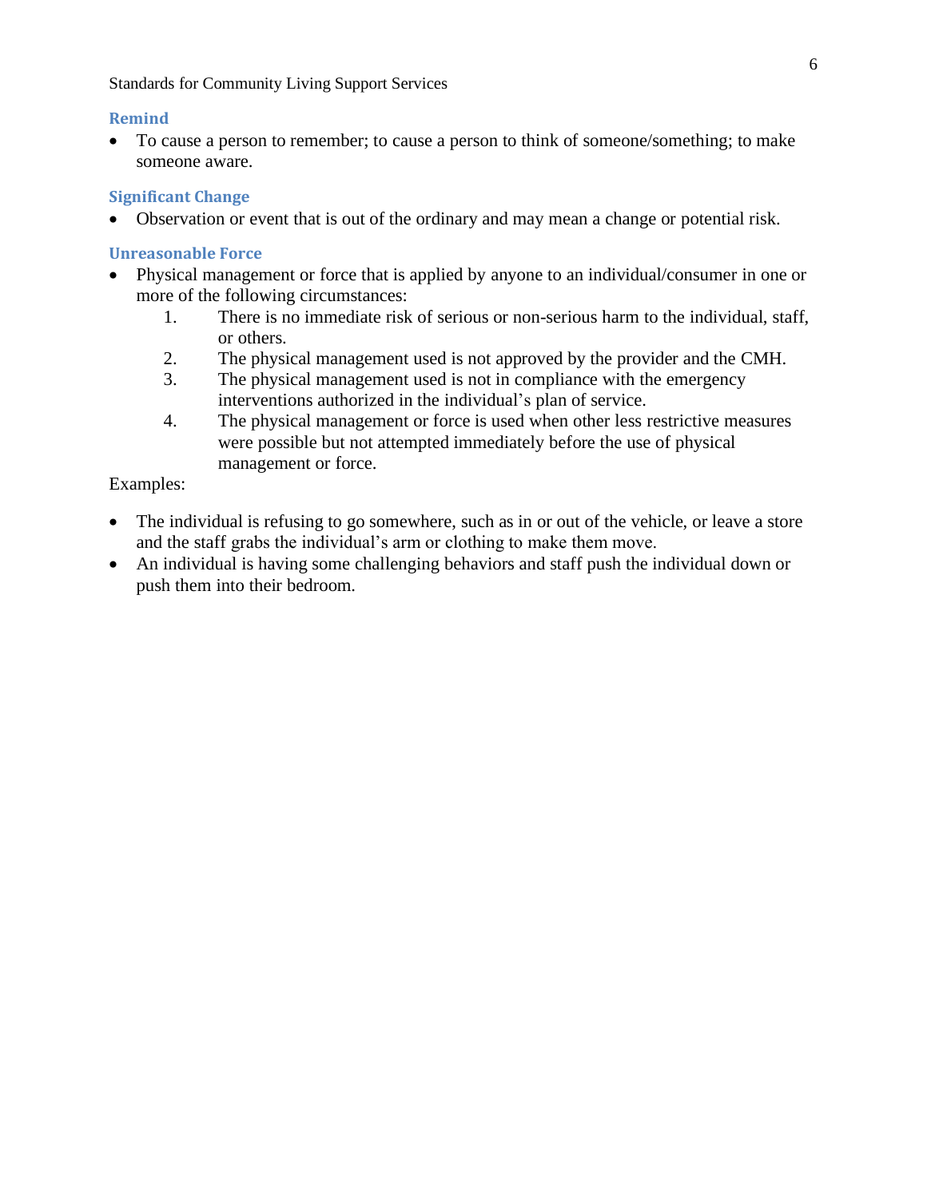### Remind

- To cause a person to remember; to cause a person to think of someone/something; to make someone aware.

### Significant Change

- Observation or event that is out of the ordinary and may mean a change or potential risk.

### Unreasonable Force

- Physical management or force that is applied by anyone to an individual/consumer in one or more of the following circumstances:
  1. There is no immediate risk of serious or non-serious harm to the individual, staff, or others.
  2. The physical management used is not approved by the provider and the CMH.
  3. The physical management used is not in compliance with the emergency interventions authorized in the individual's plan of service.
  4. The physical management or force is used when other less restrictive measures were possible but not attempted immediately before the use of physical management or force.

Examples:

- The individual is refusing to go somewhere, such as in or out of the vehicle, or leave a store and the staff grabs the individual's arm or clothing to make them move.
- An individual is having some challenging behaviors and staff push the individual down or push them into their bedroom.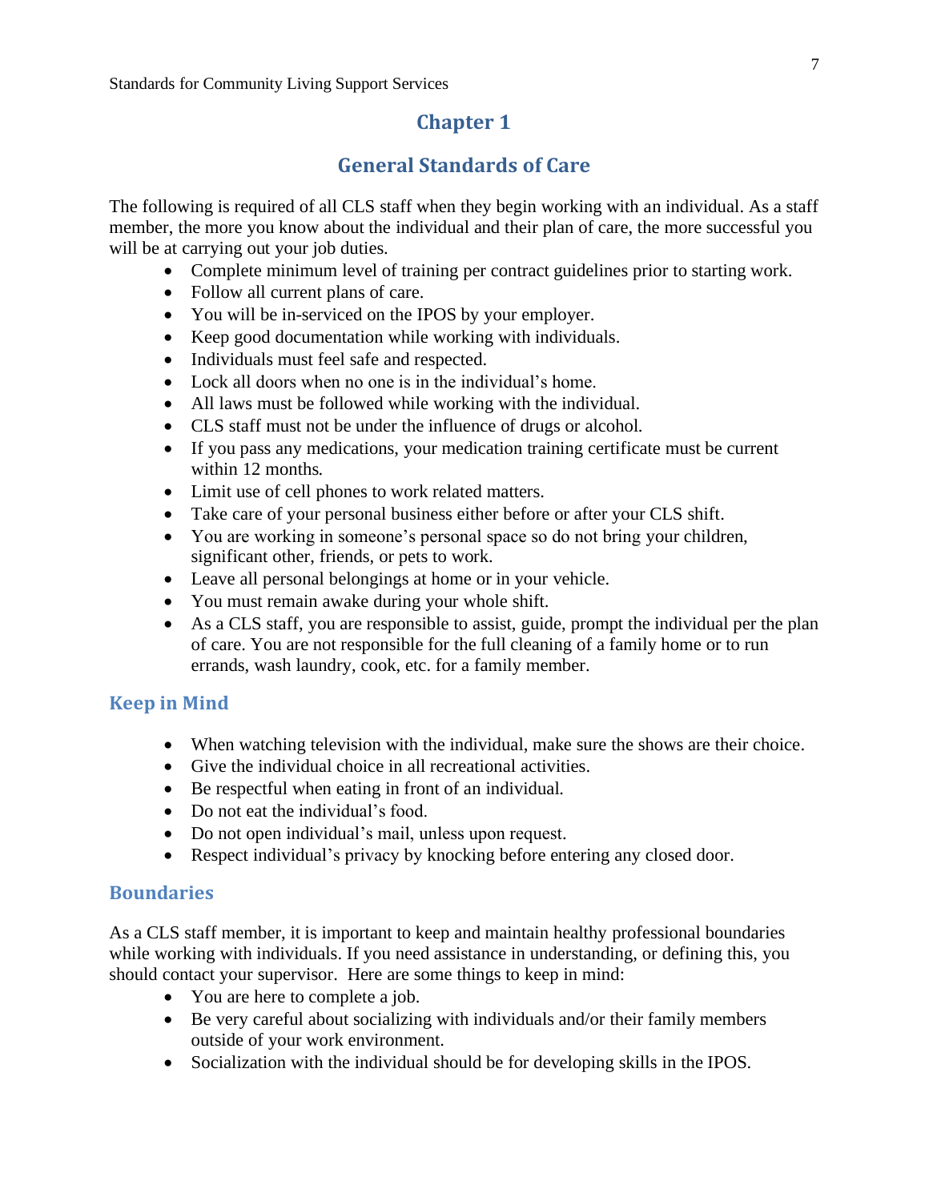# Chapter 1

## General Standards of Care

The following is required of all CLS staff when they begin working with an individual. As a staff member, the more you know about the individual and their plan of care, the more successful you will be at carrying out your job duties.

- Complete minimum level of training per contract guidelines prior to starting work.
- Follow all current plans of care.
- You will be in-serviced on the IPOS by your employer.
- Keep good documentation while working with individuals.
- Individuals must feel safe and respected.
- Lock all doors when no one is in the individual's home.
- All laws must be followed while working with the individual.
- CLS staff must not be under the influence of drugs or alcohol.
- If you pass any medications, your medication training certificate must be current within 12 months.
- Limit use of cell phones to work related matters.
- Take care of your personal business either before or after your CLS shift.
- You are working in someone's personal space so do not bring your children, significant other, friends, or pets to work.
- Leave all personal belongings at home or in your vehicle.
- You must remain awake during your whole shift.
- As a CLS staff, you are responsible to assist, guide, prompt the individual per the plan of care. You are not responsible for the full cleaning of a family home or to run errands, wash laundry, cook, etc. for a family member.

### Keep in Mind

- When watching television with the individual, make sure the shows are their choice.
- Give the individual choice in all recreational activities.
- Be respectful when eating in front of an individual.
- Do not eat the individual's food.
- Do not open individual's mail, unless upon request.
- Respect individual's privacy by knocking before entering any closed door.

### Boundaries

As a CLS staff member, it is important to keep and maintain healthy professional boundaries while working with individuals. If you need assistance in understanding, or defining this, you should contact your supervisor. Here are some things to keep in mind:

- You are here to complete a job.
- Be very careful about socializing with individuals and/or their family members outside of your work environment.
- Socialization with the individual should be for developing skills in the IPOS.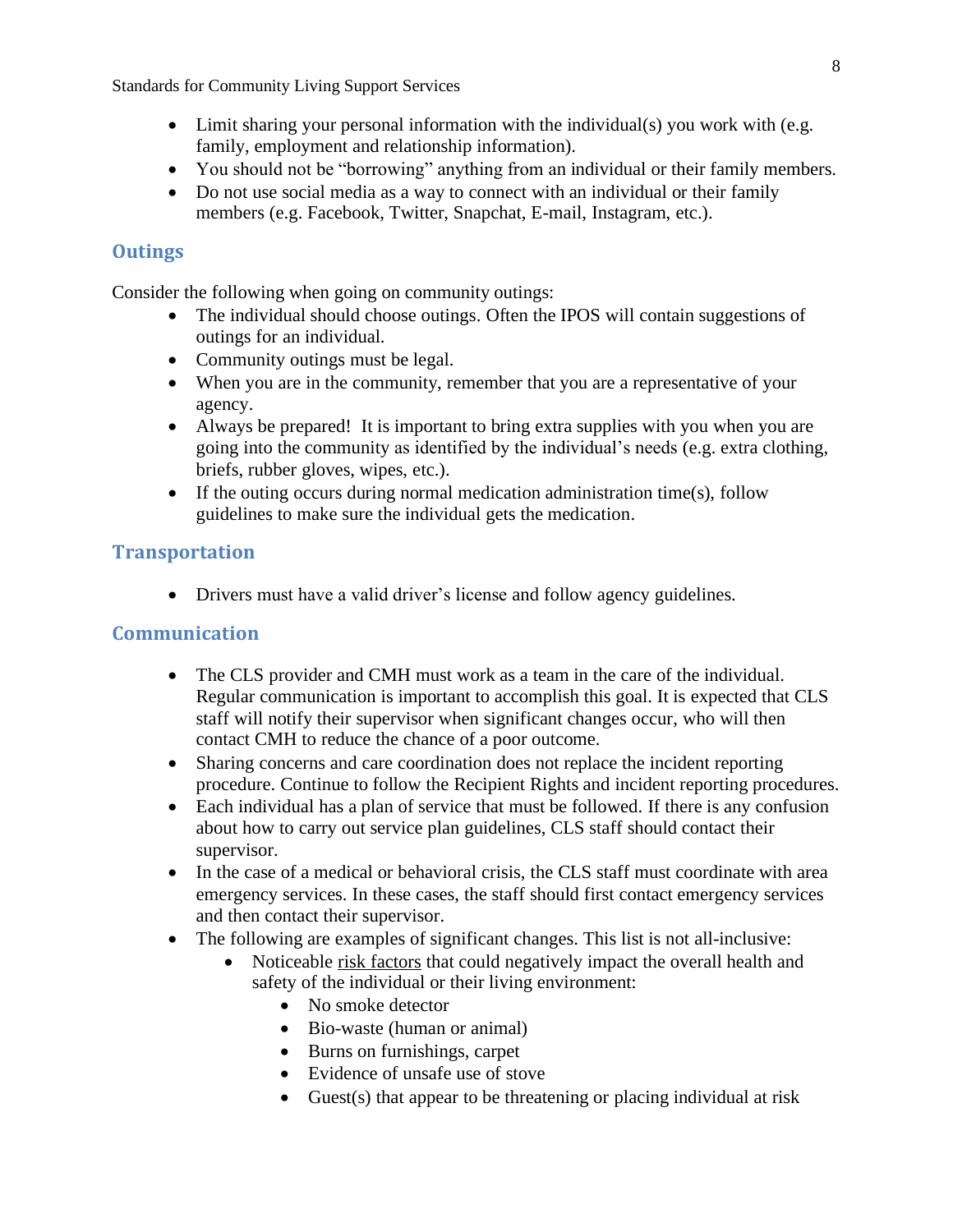- Limit sharing your personal information with the individual(s) you work with (e.g. family, employment and relationship information).
- You should not be "borrowing" anything from an individual or their family members.
- Do not use social media as a way to connect with an individual or their family members (e.g. Facebook, Twitter, Snapchat, E-mail, Instagram, etc.).

## Outings

Consider the following when going on community outings:

- The individual should choose outings. Often the IPOS will contain suggestions of outings for an individual.
- Community outings must be legal.
- When you are in the community, remember that you are a representative of your agency.
- Always be prepared! It is important to bring extra supplies with you when you are going into the community as identified by the individual's needs (e.g. extra clothing, briefs, rubber gloves, wipes, etc.).
- If the outing occurs during normal medication administration time(s), follow guidelines to make sure the individual gets the medication.

## Transportation

- Drivers must have a valid driver's license and follow agency guidelines.

## Communication

- The CLS provider and CMH must work as a team in the care of the individual. Regular communication is important to accomplish this goal. It is expected that CLS staff will notify their supervisor when significant changes occur, who will then contact CMH to reduce the chance of a poor outcome.
- Sharing concerns and care coordination does not replace the incident reporting procedure. Continue to follow the Recipient Rights and incident reporting procedures.
- Each individual has a plan of service that must be followed. If there is any confusion about how to carry out service plan guidelines, CLS staff should contact their supervisor.
- In the case of a medical or behavioral crisis, the CLS staff must coordinate with area emergency services. In these cases, the staff should first contact emergency services and then contact their supervisor.
- The following are examples of significant changes. This list is not all-inclusive:
    - Noticeable <u>risk factors</u> that could negatively impact the overall health and safety of the individual or their living environment:
        - No smoke detector
        - Bio-waste (human or animal)
        - Burns on furnishings, carpet
        - Evidence of unsafe use of stove
        - Guest(s) that appear to be threatening or placing individual at risk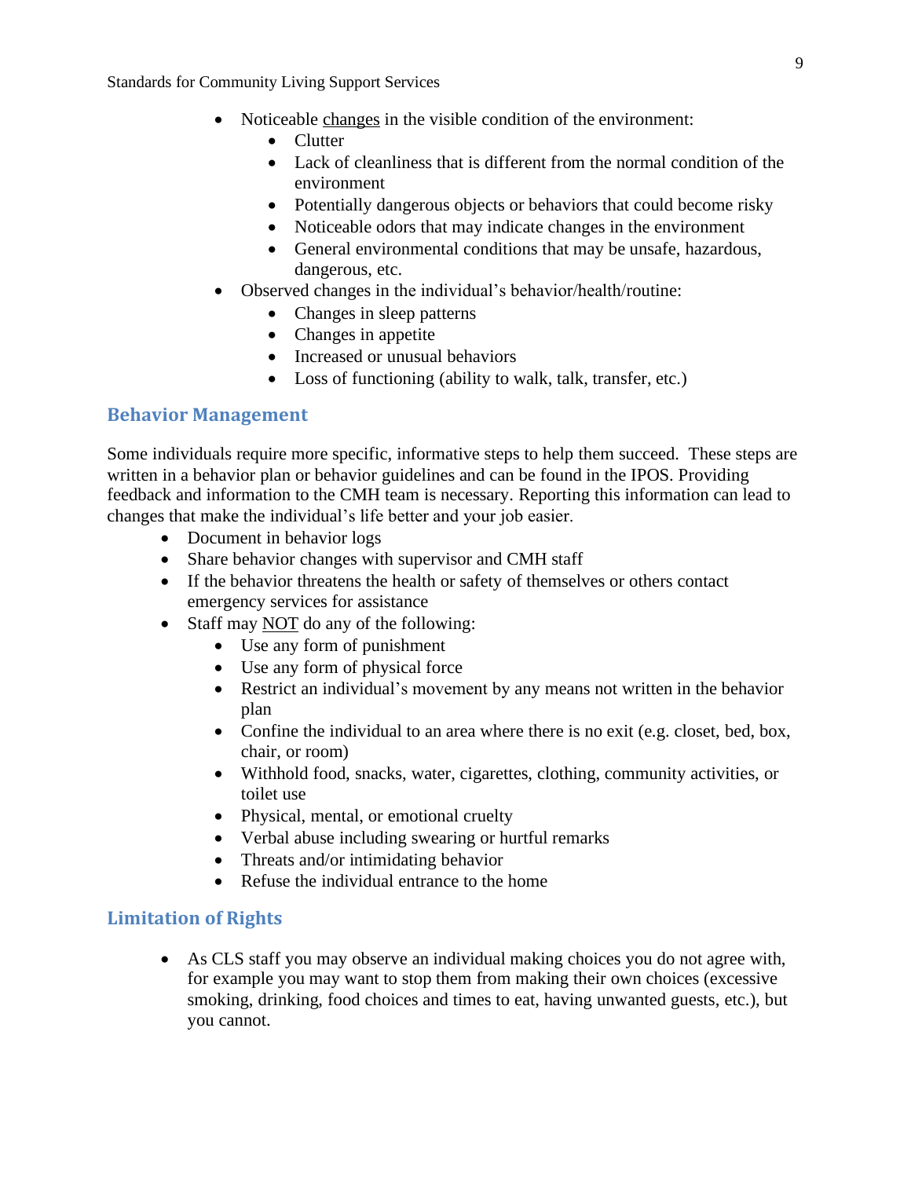- Noticeable <u>changes</u> in the visible condition of the environment:
  - Clutter
  - Lack of cleanliness that is different from the normal condition of the environment
  - Potentially dangerous objects or behaviors that could become risky
  - Noticeable odors that may indicate changes in the environment
  - General environmental conditions that may be unsafe, hazardous, dangerous, etc.
- Observed changes in the individual's behavior/health/routine:
  - Changes in sleep patterns
  - Changes in appetite
  - Increased or unusual behaviors
  - Loss of functioning (ability to walk, talk, transfer, etc.)

## Behavior Management

Some individuals require more specific, informative steps to help them succeed. These steps are written in a behavior plan or behavior guidelines and can be found in the IPOS. Providing feedback and information to the CMH team is necessary. Reporting this information can lead to changes that make the individual's life better and your job easier.

- Document in behavior logs
- Share behavior changes with supervisor and CMH staff
- If the behavior threatens the health or safety of themselves or others contact emergency services for assistance
- Staff may <u>NOT</u> do any of the following:
  - Use any form of punishment
  - Use any form of physical force
  - Restrict an individual's movement by any means not written in the behavior plan
  - Confine the individual to an area where there is no exit (e.g. closet, bed, box, chair, or room)
  - Withhold food, snacks, water, cigarettes, clothing, community activities, or toilet use
  - Physical, mental, or emotional cruelty
  - Verbal abuse including swearing or hurtful remarks
  - Threats and/or intimidating behavior
  - Refuse the individual entrance to the home

## Limitation of Rights

- As CLS staff you may observe an individual making choices you do not agree with, for example you may want to stop them from making their own choices (excessive smoking, drinking, food choices and times to eat, having unwanted guests, etc.), but you cannot.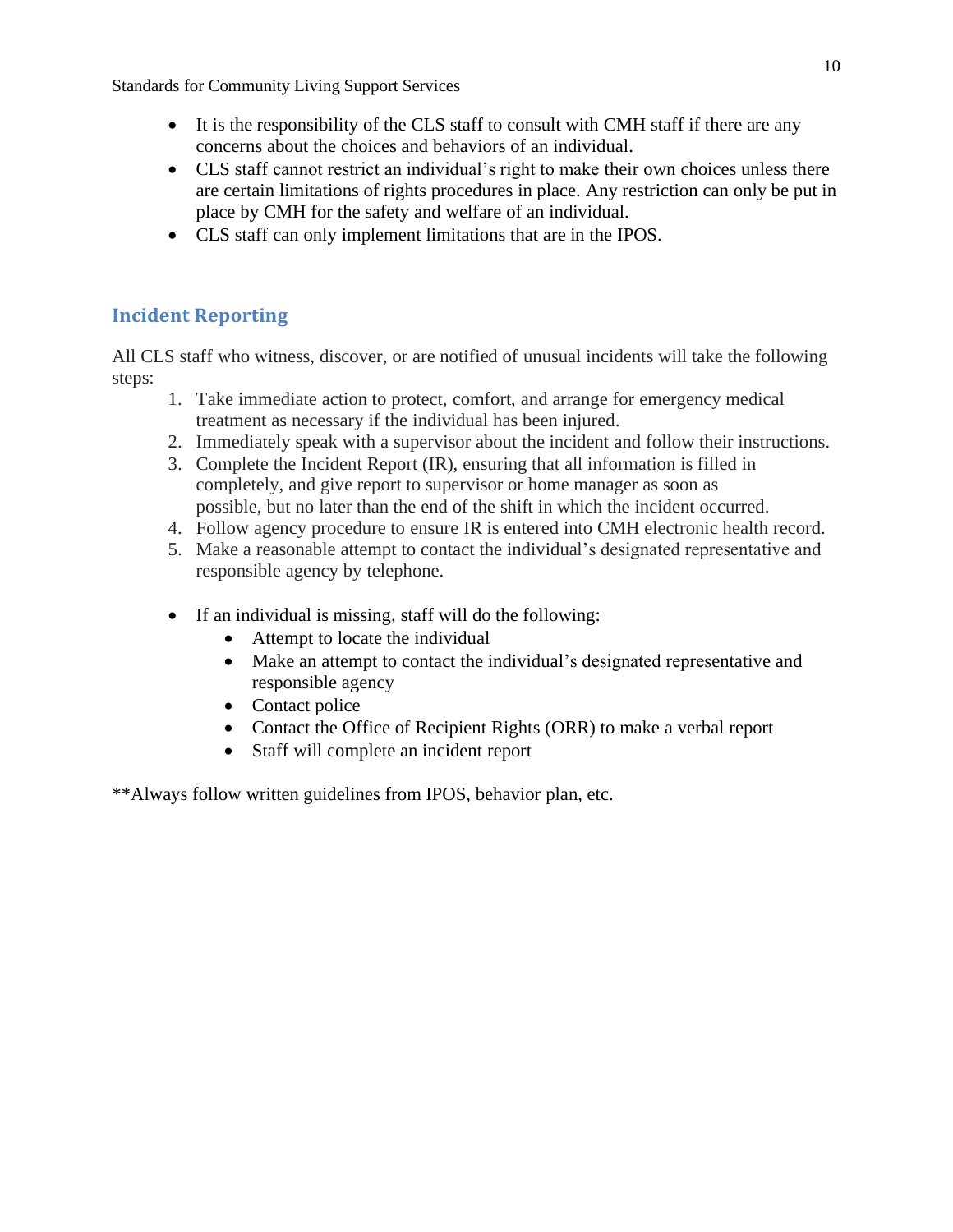- It is the responsibility of the CLS staff to consult with CMH staff if there are any concerns about the choices and behaviors of an individual.
- CLS staff cannot restrict an individual's right to make their own choices unless there are certain limitations of rights procedures in place. Any restriction can only be put in place by CMH for the safety and welfare of an individual.
- CLS staff can only implement limitations that are in the IPOS.

## Incident Reporting

All CLS staff who witness, discover, or are notified of unusual incidents will take the following steps:

1. Take immediate action to protect, comfort, and arrange for emergency medical treatment as necessary if the individual has been injured.
2. Immediately speak with a supervisor about the incident and follow their instructions.
3. Complete the Incident Report (IR), ensuring that all information is filled in completely, and give report to supervisor or home manager as soon as possible, but no later than the end of the shift in which the incident occurred.
4. Follow agency procedure to ensure IR is entered into CMH electronic health record.
5. Make a reasonable attempt to contact the individual's designated representative and responsible agency by telephone.

- If an individual is missing, staff will do the following:
    - Attempt to locate the individual
    - Make an attempt to contact the individual's designated representative and responsible agency
    - Contact police
    - Contact the Office of Recipient Rights (ORR) to make a verbal report
    - Staff will complete an incident report

**Always follow written guidelines from IPOS, behavior plan, etc.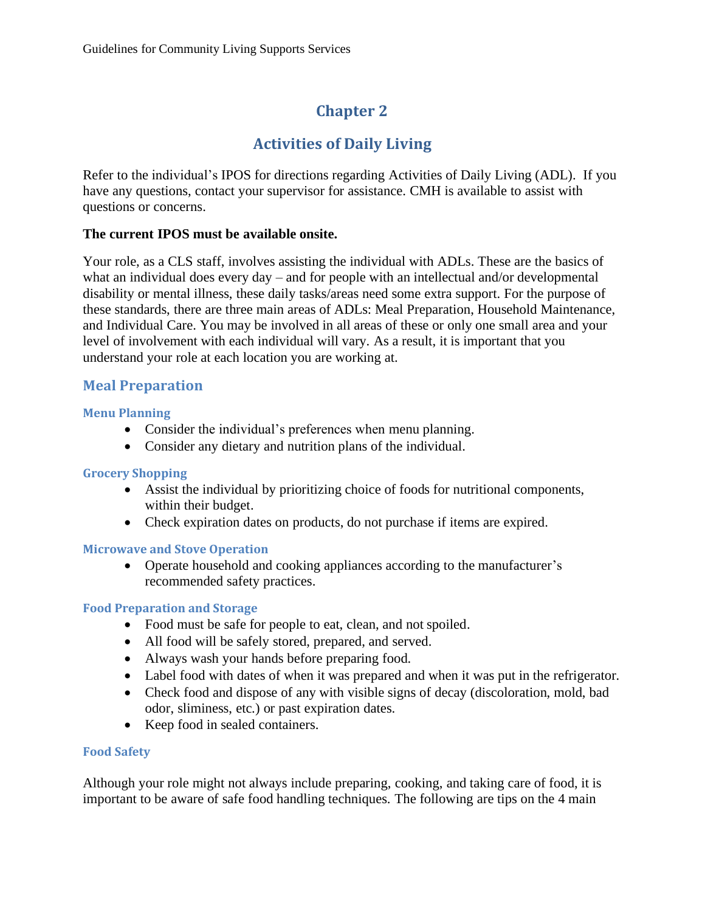# Chapter 2

# Activities of Daily Living

Refer to the individual's IPOS for directions regarding Activities of Daily Living (ADL). If you have any questions, contact your supervisor for assistance. CMH is available to assist with questions or concerns.

**The current IPOS must be available onsite.**

Your role, as a CLS staff, involves assisting the individual with ADLs. These are the basics of what an individual does every day – and for people with an intellectual and/or developmental disability or mental illness, these daily tasks/areas need some extra support. For the purpose of these standards, there are three main areas of ADLs: Meal Preparation, Household Maintenance, and Individual Care. You may be involved in all areas of these or only one small area and your level of involvement with each individual will vary. As a result, it is important that you understand your role at each location you are working at.

## Meal Preparation

### Menu Planning

- Consider the individual's preferences when menu planning.
- Consider any dietary and nutrition plans of the individual.

### Grocery Shopping

- Assist the individual by prioritizing choice of foods for nutritional components, within their budget.
- Check expiration dates on products, do not purchase if items are expired.

### Microwave and Stove Operation

- Operate household and cooking appliances according to the manufacturer's recommended safety practices.

### Food Preparation and Storage

- Food must be safe for people to eat, clean, and not spoiled.
- All food will be safely stored, prepared, and served.
- Always wash your hands before preparing food.
- Label food with dates of when it was prepared and when it was put in the refrigerator.
- Check food and dispose of any with visible signs of decay (discoloration, mold, bad odor, sliminess, etc.) or past expiration dates.
- Keep food in sealed containers.

### Food Safety

Although your role might not always include preparing, cooking, and taking care of food, it is important to be aware of safe food handling techniques. The following are tips on the 4 main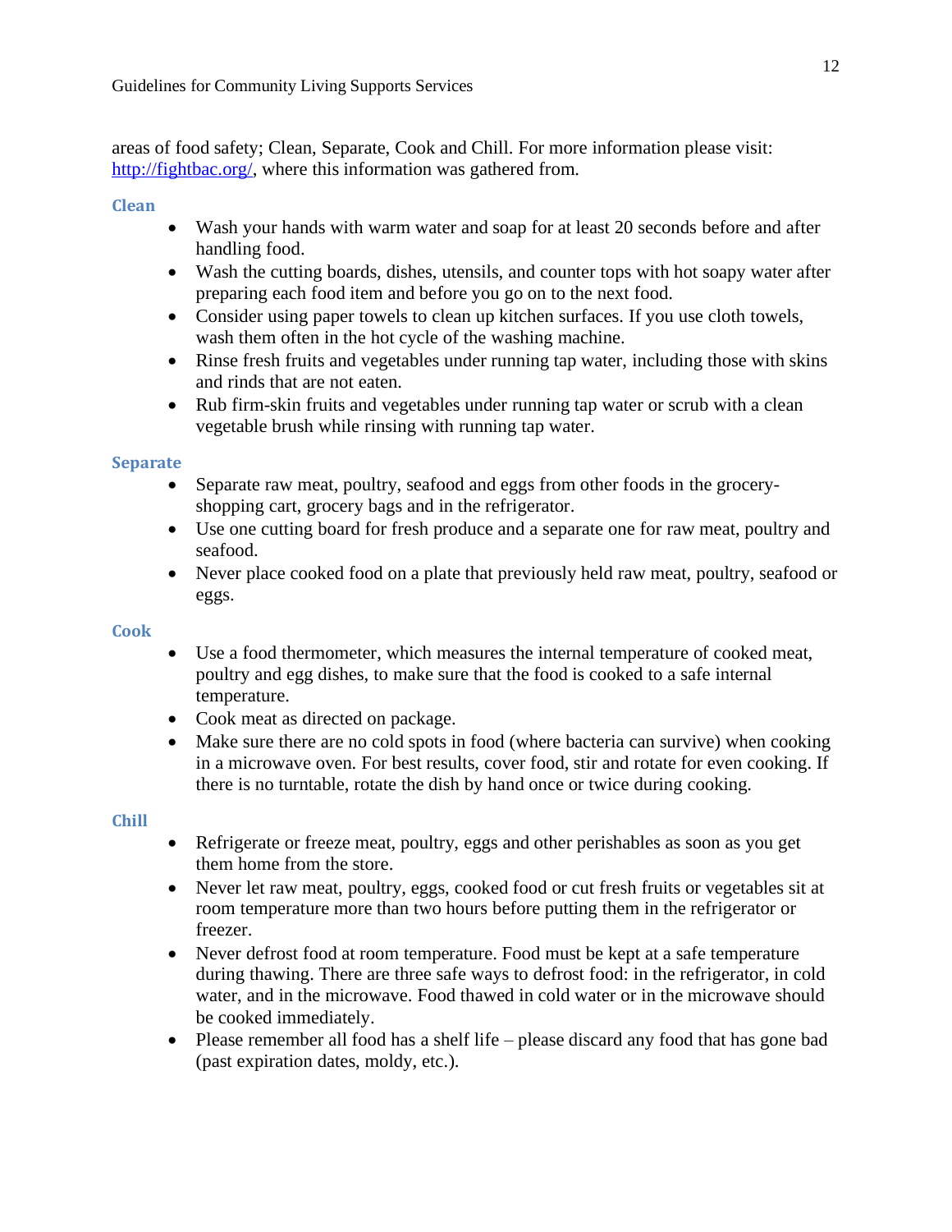areas of food safety; Clean, Separate, Cook and Chill. For more information please visit: [http://fightbac.org/](http://fightbac.org/), where this information was gathered from.

### Clean

- Wash your hands with warm water and soap for at least 20 seconds before and after handling food.
- Wash the cutting boards, dishes, utensils, and counter tops with hot soapy water after preparing each food item and before you go on to the next food.
- Consider using paper towels to clean up kitchen surfaces. If you use cloth towels, wash them often in the hot cycle of the washing machine.
- Rinse fresh fruits and vegetables under running tap water, including those with skins and rinds that are not eaten.
- Rub firm-skin fruits and vegetables under running tap water or scrub with a clean vegetable brush while rinsing with running tap water.

### Separate

- Separate raw meat, poultry, seafood and eggs from other foods in the grocery-shopping cart, grocery bags and in the refrigerator.
- Use one cutting board for fresh produce and a separate one for raw meat, poultry and seafood.
- Never place cooked food on a plate that previously held raw meat, poultry, seafood or eggs.

### Cook

- Use a food thermometer, which measures the internal temperature of cooked meat, poultry and egg dishes, to make sure that the food is cooked to a safe internal temperature.
- Cook meat as directed on package.
- Make sure there are no cold spots in food (where bacteria can survive) when cooking in a microwave oven. For best results, cover food, stir and rotate for even cooking. If there is no turntable, rotate the dish by hand once or twice during cooking.

### Chill

- Refrigerate or freeze meat, poultry, eggs and other perishables as soon as you get them home from the store.
- Never let raw meat, poultry, eggs, cooked food or cut fresh fruits or vegetables sit at room temperature more than two hours before putting them in the refrigerator or freezer.
- Never defrost food at room temperature. Food must be kept at a safe temperature during thawing. There are three safe ways to defrost food: in the refrigerator, in cold water, and in the microwave. Food thawed in cold water or in the microwave should be cooked immediately.
- Please remember all food has a shelf life – please discard any food that has gone bad (past expiration dates, moldy, etc.).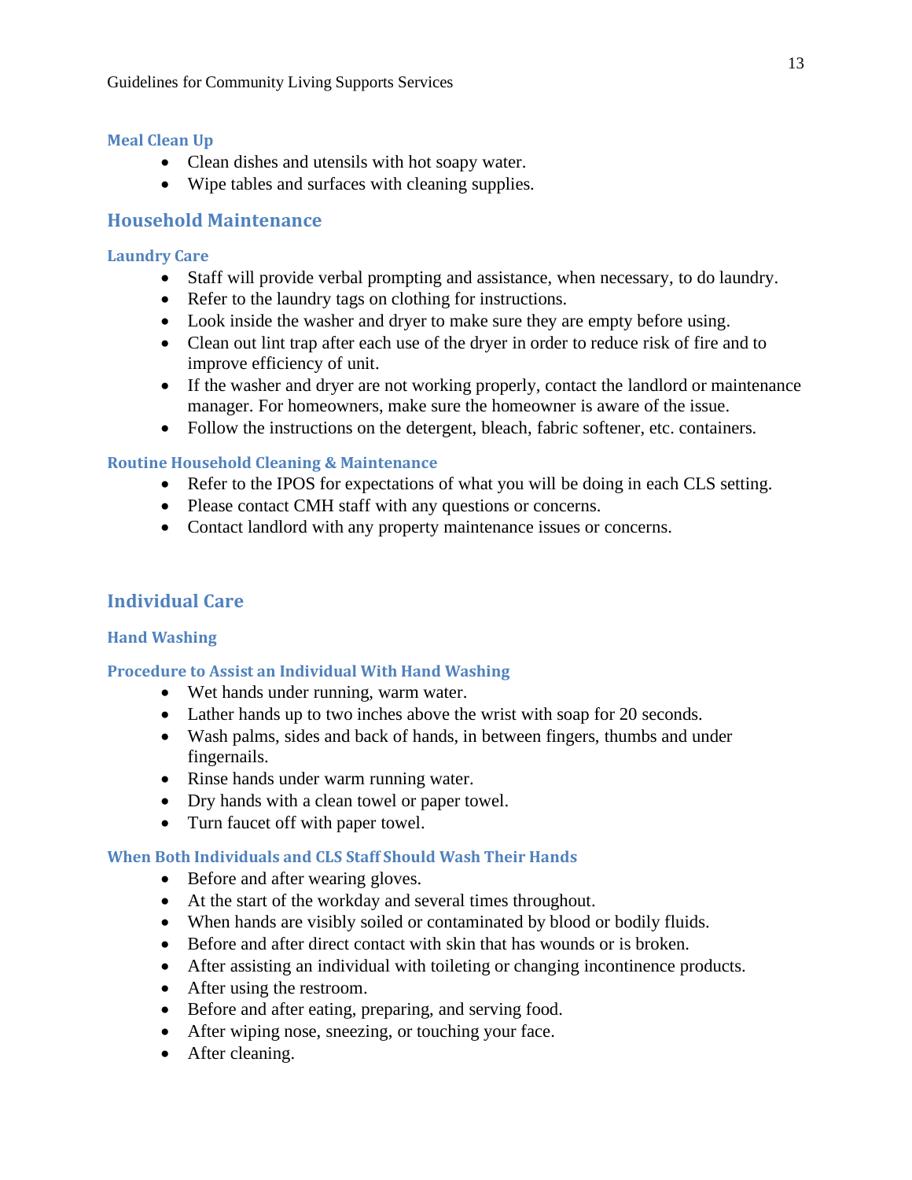### Meal Clean Up

- Clean dishes and utensils with hot soapy water.
- Wipe tables and surfaces with cleaning supplies.

## Household Maintenance

### Laundry Care

- Staff will provide verbal prompting and assistance, when necessary, to do laundry.
- Refer to the laundry tags on clothing for instructions.
- Look inside the washer and dryer to make sure they are empty before using.
- Clean out lint trap after each use of the dryer in order to reduce risk of fire and to improve efficiency of unit.
- If the washer and dryer are not working properly, contact the landlord or maintenance manager. For homeowners, make sure the homeowner is aware of the issue.
- Follow the instructions on the detergent, bleach, fabric softener, etc. containers.

### Routine Household Cleaning & Maintenance

- Refer to the IPOS for expectations of what you will be doing in each CLS setting.
- Please contact CMH staff with any questions or concerns.
- Contact landlord with any property maintenance issues or concerns.

## Individual Care

### Hand Washing

### Procedure to Assist an Individual With Hand Washing

- Wet hands under running, warm water.
- Lather hands up to two inches above the wrist with soap for 20 seconds.
- Wash palms, sides and back of hands, in between fingers, thumbs and under fingernails.
- Rinse hands under warm running water.
- Dry hands with a clean towel or paper towel.
- Turn faucet off with paper towel.

### When Both Individuals and CLS Staff Should Wash Their Hands

- Before and after wearing gloves.
- At the start of the workday and several times throughout.
- When hands are visibly soiled or contaminated by blood or bodily fluids.
- Before and after direct contact with skin that has wounds or is broken.
- After assisting an individual with toileting or changing incontinence products.
- After using the restroom.
- Before and after eating, preparing, and serving food.
- After wiping nose, sneezing, or touching your face.
- After cleaning.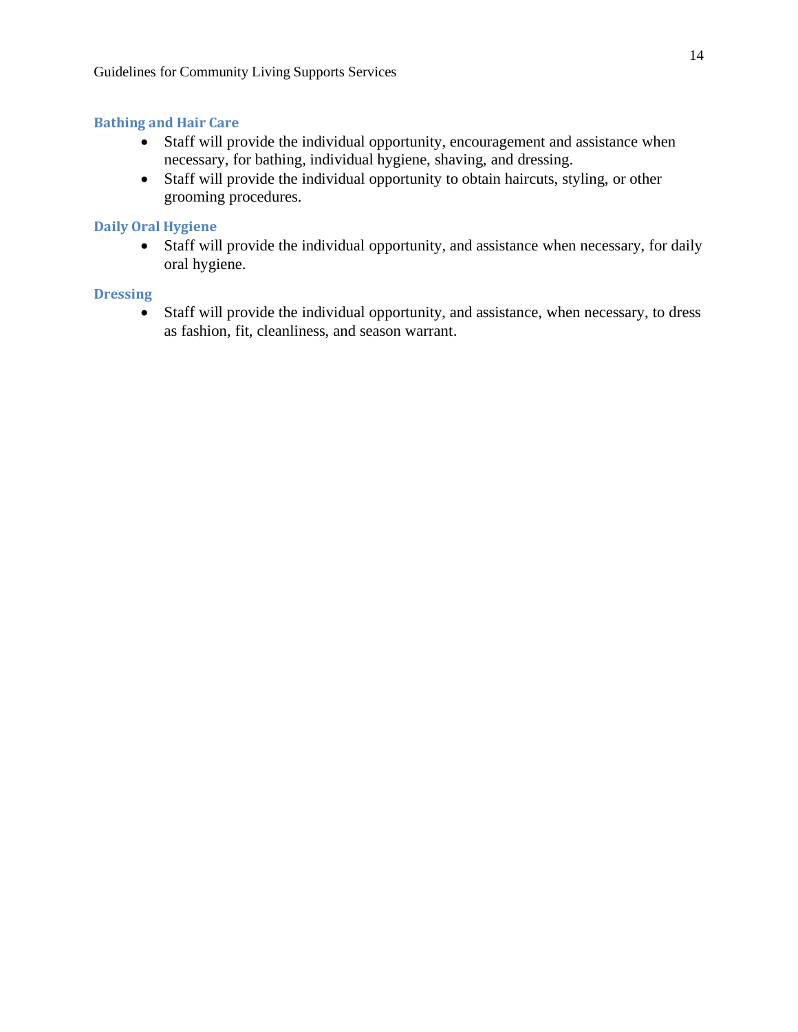### Bathing and Hair Care

- Staff will provide the individual opportunity, encouragement and assistance when necessary, for bathing, individual hygiene, shaving, and dressing.
- Staff will provide the individual opportunity to obtain haircuts, styling, or other grooming procedures.

### Daily Oral Hygiene

- Staff will provide the individual opportunity, and assistance when necessary, for daily oral hygiene.

### Dressing

- Staff will provide the individual opportunity, and assistance, when necessary, to dress as fashion, fit, cleanliness, and season warrant.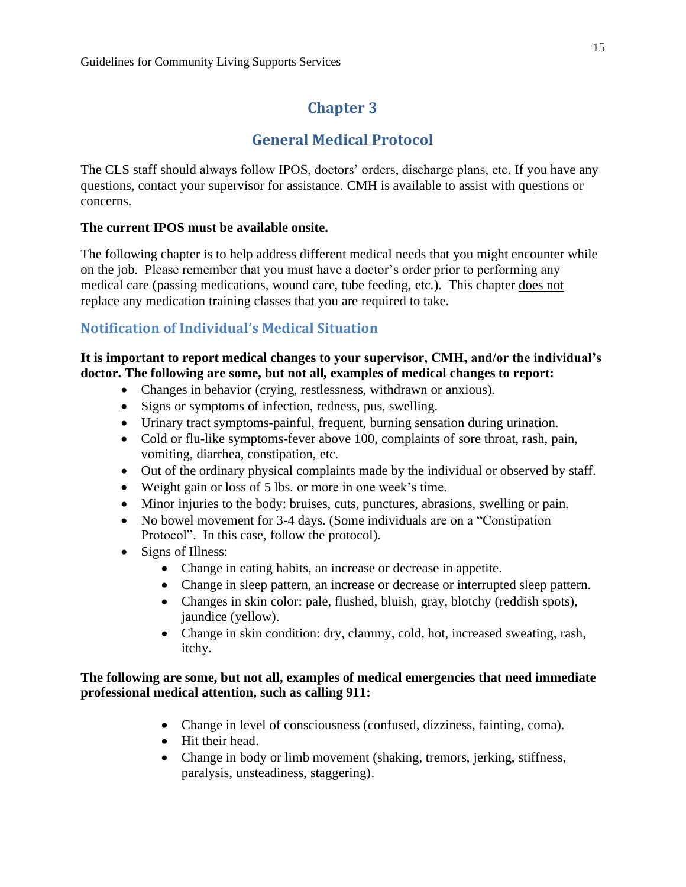# Chapter 3

## General Medical Protocol

The CLS staff should always follow IPOS, doctors' orders, discharge plans, etc. If you have any questions, contact your supervisor for assistance. CMH is available to assist with questions or concerns.

**The current IPOS must be available onsite.**

The following chapter is to help address different medical needs that you might encounter while on the job. Please remember that you must have a doctor's order prior to performing any medical care (passing medications, wound care, tube feeding, etc.). This chapter <u>does not</u> replace any medication training classes that you are required to take.

### Notification of Individual's Medical Situation

**It is important to report medical changes to your supervisor, CMH, and/or the individual's doctor. The following are some, but not all, examples of medical changes to report:**

- Changes in behavior (crying, restlessness, withdrawn or anxious).
- Signs or symptoms of infection, redness, pus, swelling.
- Urinary tract symptoms-painful, frequent, burning sensation during urination.
- Cold or flu-like symptoms-fever above 100, complaints of sore throat, rash, pain, vomiting, diarrhea, constipation, etc.
- Out of the ordinary physical complaints made by the individual or observed by staff.
- Weight gain or loss of 5 lbs. or more in one week's time.
- Minor injuries to the body: bruises, cuts, punctures, abrasions, swelling or pain.
- No bowel movement for 3-4 days. (Some individuals are on a "Constipation Protocol". In this case, follow the protocol).
- Signs of Illness:
  - Change in eating habits, an increase or decrease in appetite.
  - Change in sleep pattern, an increase or decrease or interrupted sleep pattern.
  - Changes in skin color: pale, flushed, bluish, gray, blotchy (reddish spots), jaundice (yellow).
  - Change in skin condition: dry, clammy, cold, hot, increased sweating, rash, itchy.

**The following are some, but not all, examples of medical emergencies that need immediate professional medical attention, such as calling 911:**

- Change in level of consciousness (confused, dizziness, fainting, coma).
- Hit their head.
- Change in body or limb movement (shaking, tremors, jerking, stiffness, paralysis, unsteadiness, staggering).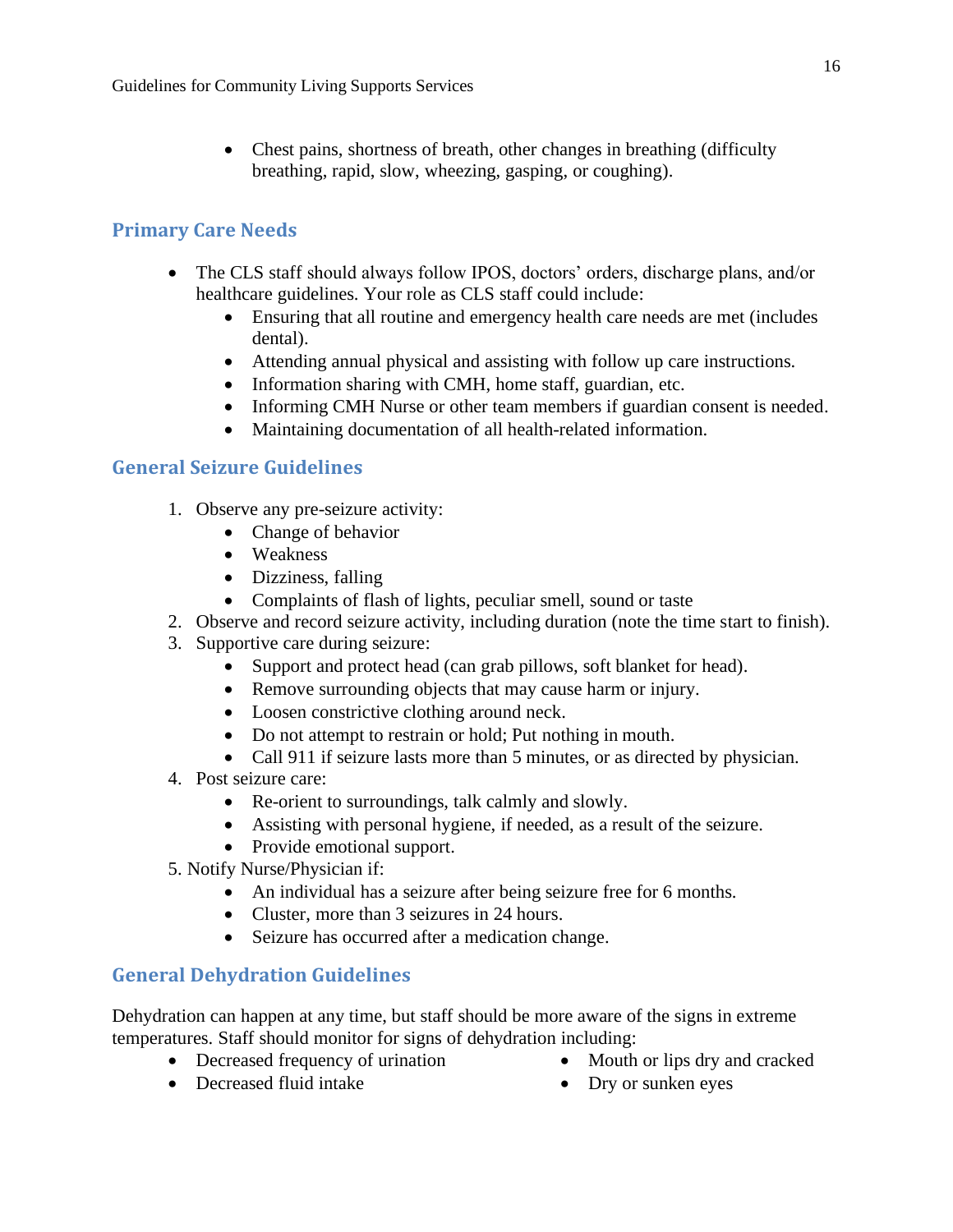- Chest pains, shortness of breath, other changes in breathing (difficulty breathing, rapid, slow, wheezing, gasping, or coughing).

## Primary Care Needs

- The CLS staff should always follow IPOS, doctors' orders, discharge plans, and/or healthcare guidelines. Your role as CLS staff could include:
    - Ensuring that all routine and emergency health care needs are met (includes dental).
    - Attending annual physical and assisting with follow up care instructions.
    - Information sharing with CMH, home staff, guardian, etc.
    - Informing CMH Nurse or other team members if guardian consent is needed.
    - Maintaining documentation of all health-related information.

## General Seizure Guidelines

1. Observe any pre-seizure activity:
    - Change of behavior
    - Weakness
    - Dizziness, falling
    - Complaints of flash of lights, peculiar smell, sound or taste
2. Observe and record seizure activity, including duration (note the time start to finish).
3. Supportive care during seizure:
    - Support and protect head (can grab pillows, soft blanket for head).
    - Remove surrounding objects that may cause harm or injury.
    - Loosen constrictive clothing around neck.
    - Do not attempt to restrain or hold; Put nothing in mouth.
    - Call 911 if seizure lasts more than 5 minutes, or as directed by physician.
4. Post seizure care:
    - Re-orient to surroundings, talk calmly and slowly.
    - Assisting with personal hygiene, if needed, as a result of the seizure.
    - Provide emotional support.
5. Notify Nurse/Physician if:
    - An individual has a seizure after being seizure free for 6 months.
    - Cluster, more than 3 seizures in 24 hours.
    - Seizure has occurred after a medication change.

## General Dehydration Guidelines

Dehydration can happen at any time, but staff should be more aware of the signs in extreme temperatures. Staff should monitor for signs of dehydration including:

- Decreased frequency of urination
- Decreased fluid intake
- Mouth or lips dry and cracked
- Dry or sunken eyes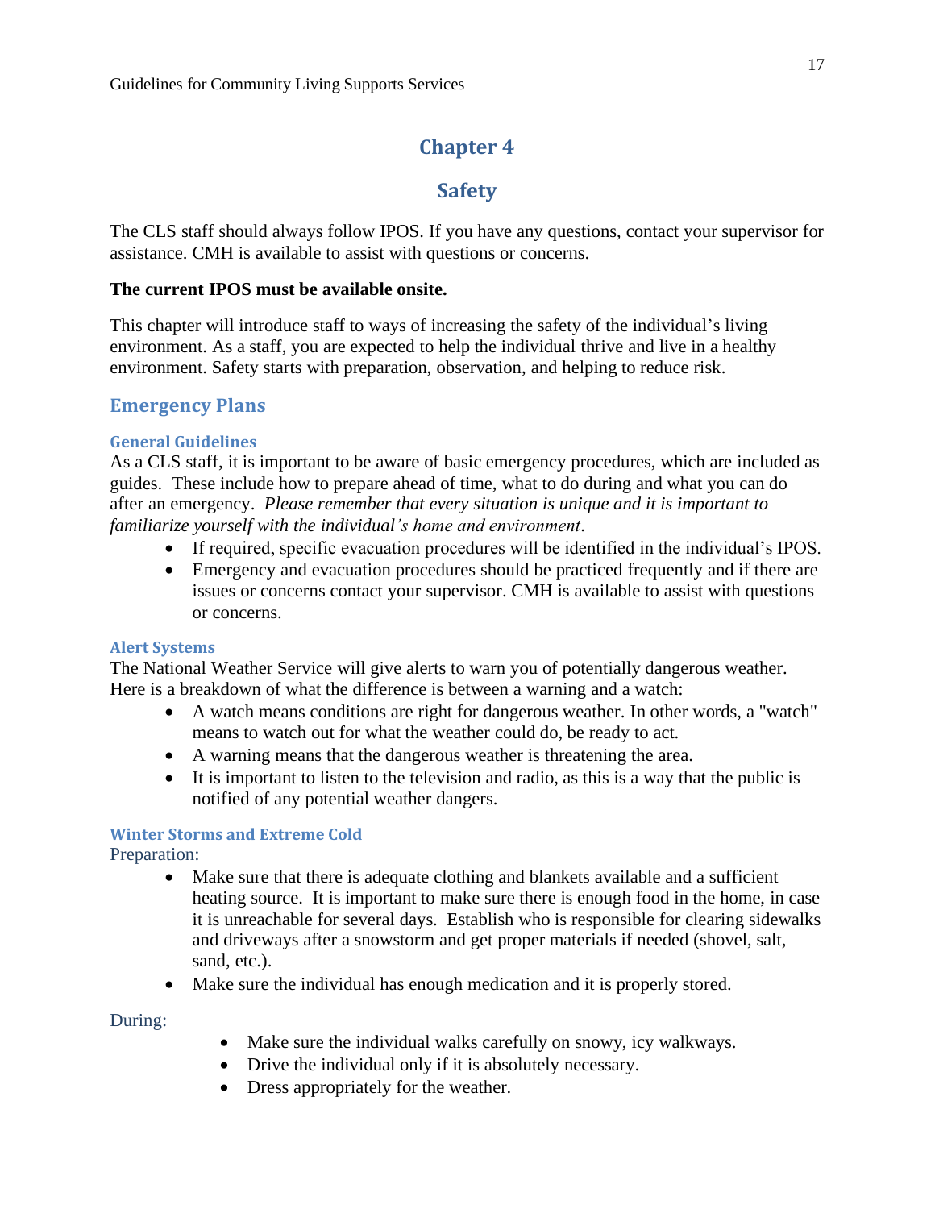# Chapter 4

# Safety

The CLS staff should always follow IPOS. If you have any questions, contact your supervisor for assistance. CMH is available to assist with questions or concerns.

**The current IPOS must be available onsite.**

This chapter will introduce staff to ways of increasing the safety of the individual's living environment. As a staff, you are expected to help the individual thrive and live in a healthy environment. Safety starts with preparation, observation, and helping to reduce risk.

## Emergency Plans

### General Guidelines

As a CLS staff, it is important to be aware of basic emergency procedures, which are included as guides. These include how to prepare ahead of time, what to do during and what you can do after an emergency. *Please remember that every situation is unique and it is important to familiarize yourself with the individual's home and environment*.

- If required, specific evacuation procedures will be identified in the individual's IPOS.
- Emergency and evacuation procedures should be practiced frequently and if there are issues or concerns contact your supervisor. CMH is available to assist with questions or concerns.

### Alert Systems

The National Weather Service will give alerts to warn you of potentially dangerous weather. Here is a breakdown of what the difference is between a warning and a watch:

- A watch means conditions are right for dangerous weather. In other words, a "watch" means to watch out for what the weather could do, be ready to act.
- A warning means that the dangerous weather is threatening the area.
- It is important to listen to the television and radio, as this is a way that the public is notified of any potential weather dangers.

### Winter Storms and Extreme Cold

Preparation:

- Make sure that there is adequate clothing and blankets available and a sufficient heating source. It is important to make sure there is enough food in the home, in case it is unreachable for several days. Establish who is responsible for clearing sidewalks and driveways after a snowstorm and get proper materials if needed (shovel, salt, sand, etc.).
- Make sure the individual has enough medication and it is properly stored.

During:

- Make sure the individual walks carefully on snowy, icy walkways.
- Drive the individual only if it is absolutely necessary.
- Dress appropriately for the weather.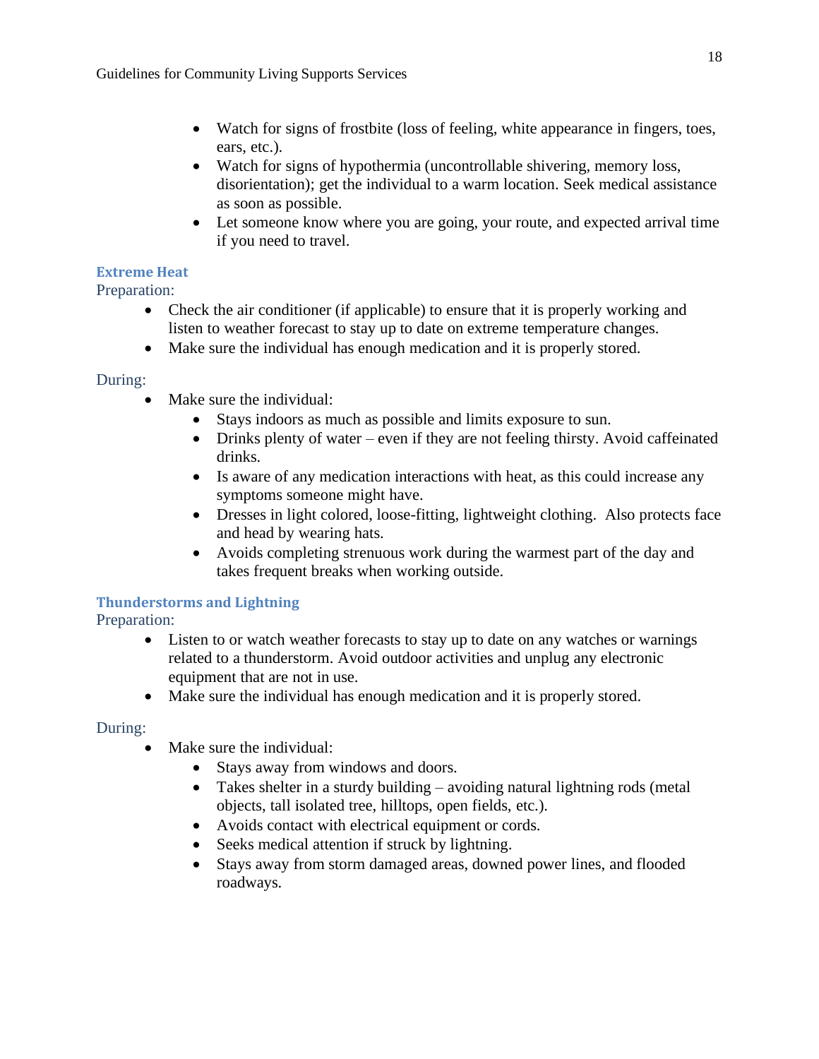- Watch for signs of frostbite (loss of feeling, white appearance in fingers, toes, ears, etc.).
  - Watch for signs of hypothermia (uncontrollable shivering, memory loss, disorientation); get the individual to a warm location. Seek medical assistance as soon as possible.
  - Let someone know where you are going, your route, and expected arrival time if you need to travel.

### Extreme Heat

Preparation:

- Check the air conditioner (if applicable) to ensure that it is properly working and listen to weather forecast to stay up to date on extreme temperature changes.
- Make sure the individual has enough medication and it is properly stored.

During:

- Make sure the individual:
  - Stays indoors as much as possible and limits exposure to sun.
  - Drinks plenty of water – even if they are not feeling thirsty. Avoid caffeinated drinks.
  - Is aware of any medication interactions with heat, as this could increase any symptoms someone might have.
  - Dresses in light colored, loose-fitting, lightweight clothing. Also protects face and head by wearing hats.
  - Avoids completing strenuous work during the warmest part of the day and takes frequent breaks when working outside.

### Thunderstorms and Lightning

Preparation:

- Listen to or watch weather forecasts to stay up to date on any watches or warnings related to a thunderstorm. Avoid outdoor activities and unplug any electronic equipment that are not in use.
- Make sure the individual has enough medication and it is properly stored.

During:

- Make sure the individual:
  - Stays away from windows and doors.
  - Takes shelter in a sturdy building – avoiding natural lightning rods (metal objects, tall isolated tree, hilltops, open fields, etc.).
  - Avoids contact with electrical equipment or cords.
  - Seeks medical attention if struck by lightning.
  - Stays away from storm damaged areas, downed power lines, and flooded roadways.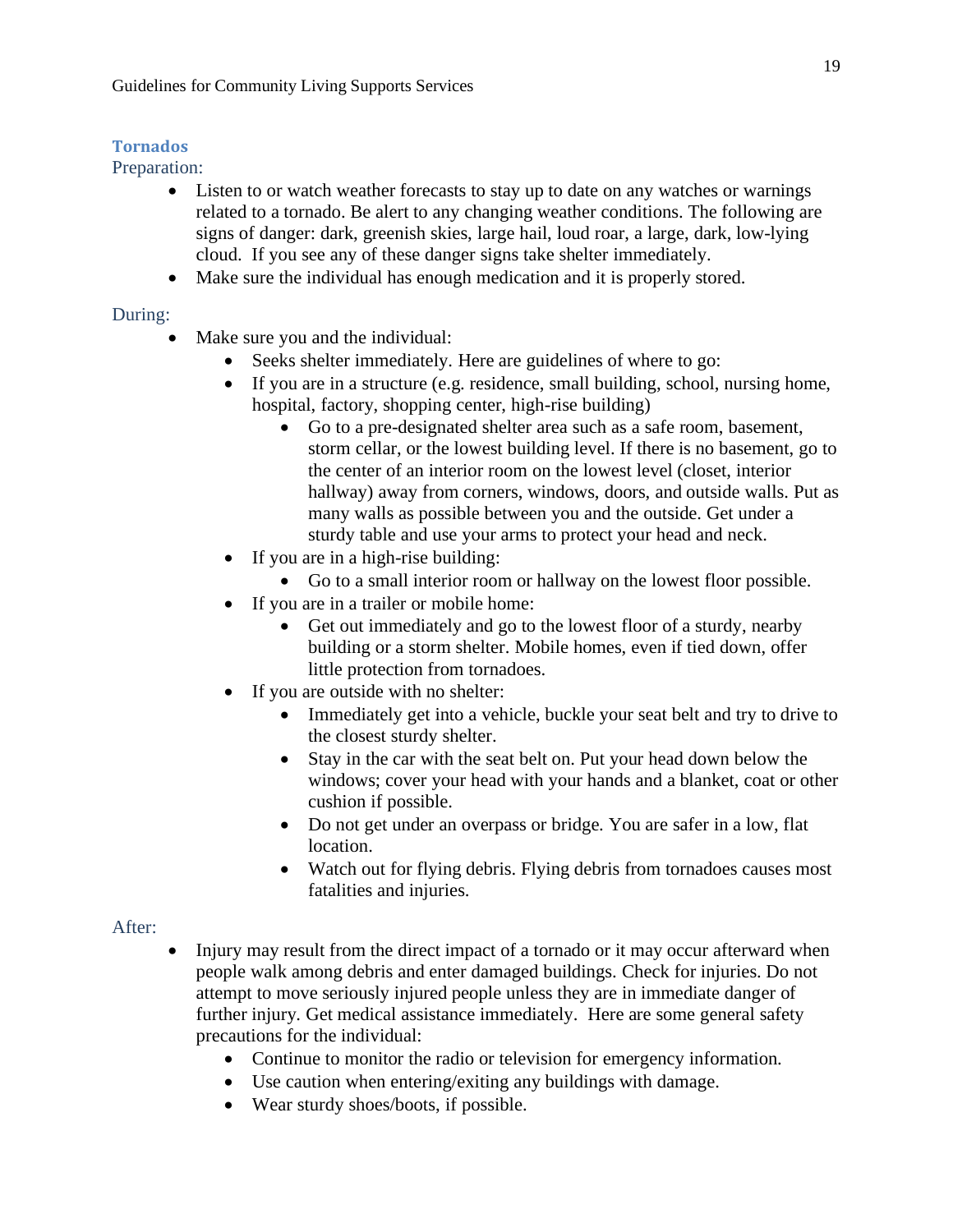### Tornados

Preparation:

- Listen to or watch weather forecasts to stay up to date on any watches or warnings related to a tornado. Be alert to any changing weather conditions. The following are signs of danger: dark, greenish skies, large hail, loud roar, a large, dark, low-lying cloud. If you see any of these danger signs take shelter immediately.
- Make sure the individual has enough medication and it is properly stored.

During:

- Make sure you and the individual:
  - Seeks shelter immediately. Here are guidelines of where to go:
  - If you are in a structure (e.g. residence, small building, school, nursing home, hospital, factory, shopping center, high-rise building)
    - Go to a pre-designated shelter area such as a safe room, basement, storm cellar, or the lowest building level. If there is no basement, go to the center of an interior room on the lowest level (closet, interior hallway) away from corners, windows, doors, and outside walls. Put as many walls as possible between you and the outside. Get under a sturdy table and use your arms to protect your head and neck.
  - If you are in a high-rise building:
    - Go to a small interior room or hallway on the lowest floor possible.
  - If you are in a trailer or mobile home:
    - Get out immediately and go to the lowest floor of a sturdy, nearby building or a storm shelter. Mobile homes, even if tied down, offer little protection from tornadoes.
  - If you are outside with no shelter:
    - Immediately get into a vehicle, buckle your seat belt and try to drive to the closest sturdy shelter.
    - Stay in the car with the seat belt on. Put your head down below the windows; cover your head with your hands and a blanket, coat or other cushion if possible.
    - Do not get under an overpass or bridge. You are safer in a low, flat location.
    - Watch out for flying debris. Flying debris from tornadoes causes most fatalities and injuries.

After:

- Injury may result from the direct impact of a tornado or it may occur afterward when people walk among debris and enter damaged buildings. Check for injuries. Do not attempt to move seriously injured people unless they are in immediate danger of further injury. Get medical assistance immediately. Here are some general safety precautions for the individual:
  - Continue to monitor the radio or television for emergency information.
  - Use caution when entering/exiting any buildings with damage.
  - Wear sturdy shoes/boots, if possible.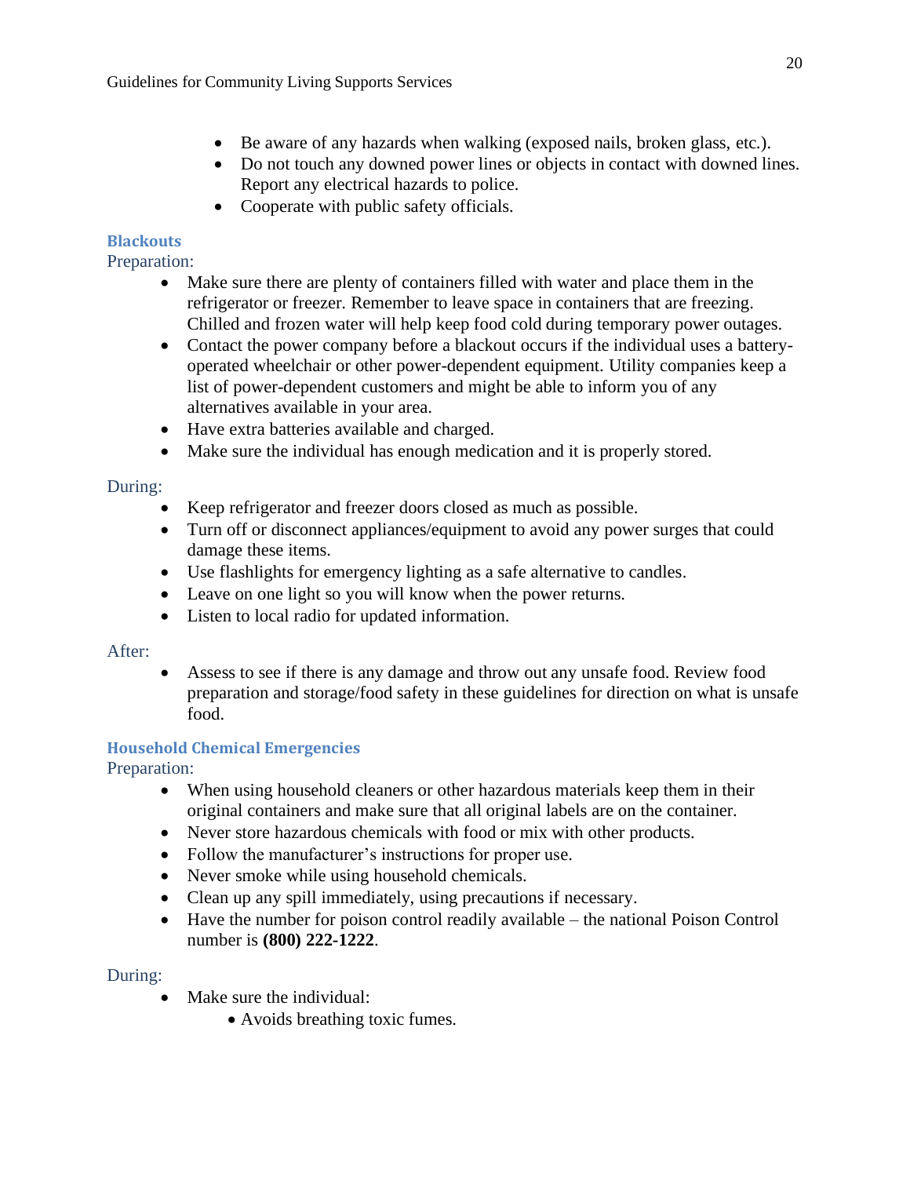- Be aware of any hazards when walking (exposed nails, broken glass, etc.).
- Do not touch any downed power lines or objects in contact with downed lines. Report any electrical hazards to police.
- Cooperate with public safety officials.

### Blackouts

Preparation:

- Make sure there are plenty of containers filled with water and place them in the refrigerator or freezer. Remember to leave space in containers that are freezing. Chilled and frozen water will help keep food cold during temporary power outages.
- Contact the power company before a blackout occurs if the individual uses a battery-operated wheelchair or other power-dependent equipment. Utility companies keep a list of power-dependent customers and might be able to inform you of any alternatives available in your area.
- Have extra batteries available and charged.
- Make sure the individual has enough medication and it is properly stored.

During:

- Keep refrigerator and freezer doors closed as much as possible.
- Turn off or disconnect appliances/equipment to avoid any power surges that could damage these items.
- Use flashlights for emergency lighting as a safe alternative to candles.
- Leave on one light so you will know when the power returns.
- Listen to local radio for updated information.

After:

- Assess to see if there is any damage and throw out any unsafe food. Review food preparation and storage/food safety in these guidelines for direction on what is unsafe food.

### Household Chemical Emergencies

Preparation:

- When using household cleaners or other hazardous materials keep them in their original containers and make sure that all original labels are on the container.
- Never store hazardous chemicals with food or mix with other products.
- Follow the manufacturer's instructions for proper use.
- Never smoke while using household chemicals.
- Clean up any spill immediately, using precautions if necessary.
- Have the number for poison control readily available – the national Poison Control number is **(800) 222-1222**.

During:

- Make sure the individual:
  - Avoids breathing toxic fumes.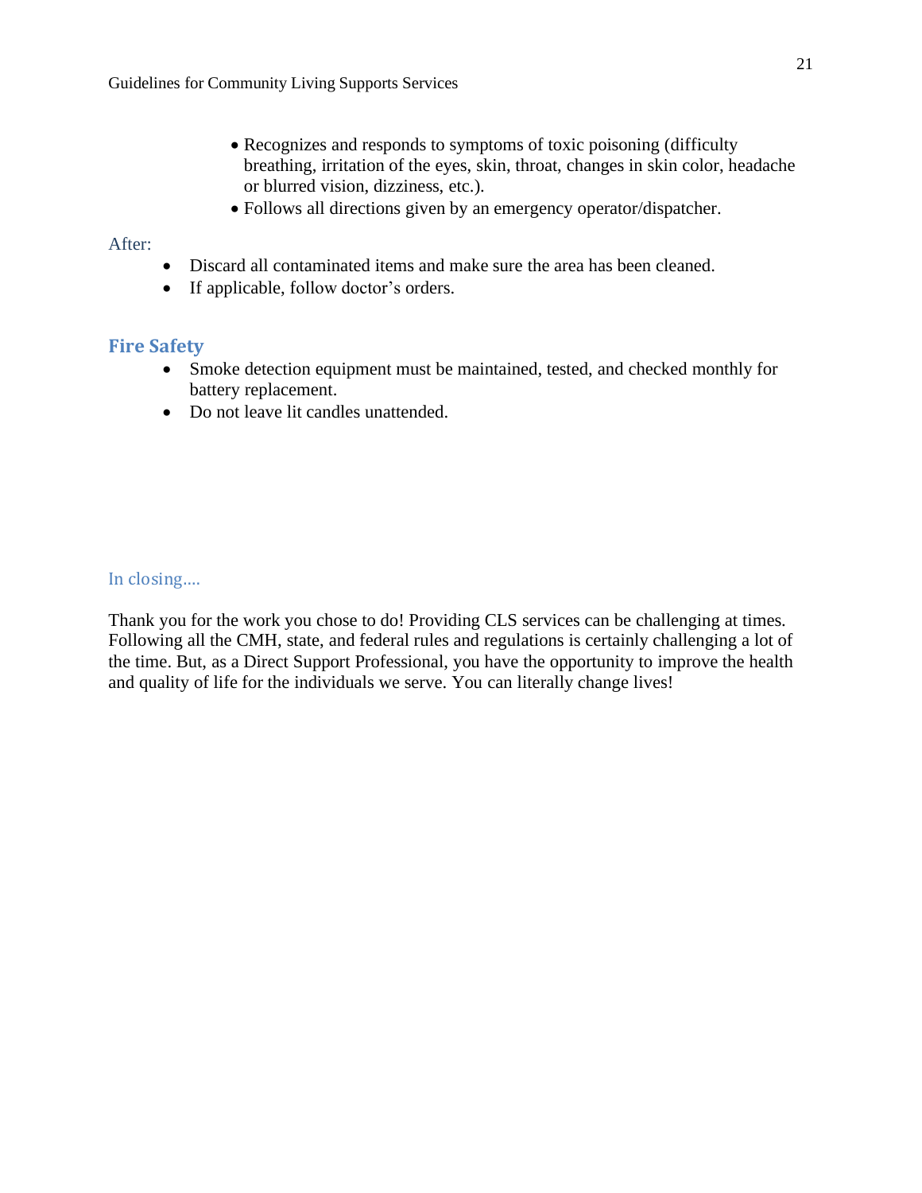- Recognizes and responds to symptoms of toxic poisoning (difficulty breathing, irritation of the eyes, skin, throat, changes in skin color, headache or blurred vision, dizziness, etc.).
- Follows all directions given by an emergency operator/dispatcher.

After:

- Discard all contaminated items and make sure the area has been cleaned.
- If applicable, follow doctor's orders.

## Fire Safety

- Smoke detection equipment must be maintained, tested, and checked monthly for battery replacement.
- Do not leave lit candles unattended.

In closing….

Thank you for the work you chose to do! Providing CLS services can be challenging at times. Following all the CMH, state, and federal rules and regulations is certainly challenging a lot of the time. But, as a Direct Support Professional, you have the opportunity to improve the health and quality of life for the individuals we serve. You can literally change lives!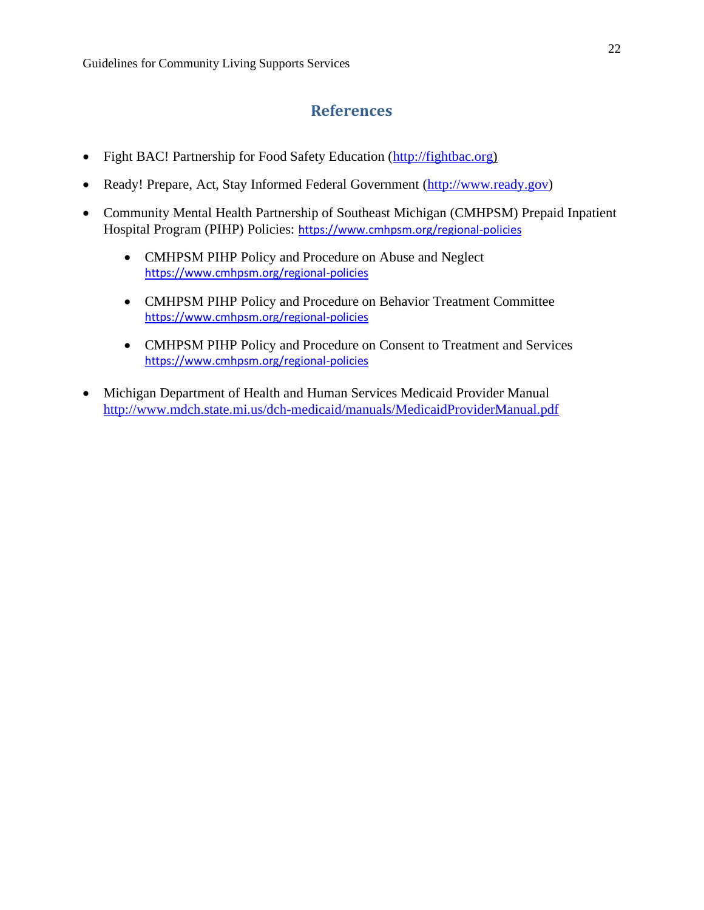# References

- Fight BAC! Partnership for Food Safety Education (http://fightbac.org)
- Ready! Prepare, Act, Stay Informed Federal Government (http://www.ready.gov)
- Community Mental Health Partnership of Southeast Michigan (CMHPSM) Prepaid Inpatient Hospital Program (PIHP) Policies: https://www.cmhpsm.org/regional-policies
    - CMHPSM PIHP Policy and Procedure on Abuse and Neglect https://www.cmhpsm.org/regional-policies
    - CMHPSM PIHP Policy and Procedure on Behavior Treatment Committee https://www.cmhpsm.org/regional-policies
    - CMHPSM PIHP Policy and Procedure on Consent to Treatment and Services https://www.cmhpsm.org/regional-policies
- Michigan Department of Health and Human Services Medicaid Provider Manual http://www.mdch.state.mi.us/dch-medicaid/manuals/MedicaidProviderManual.pdf